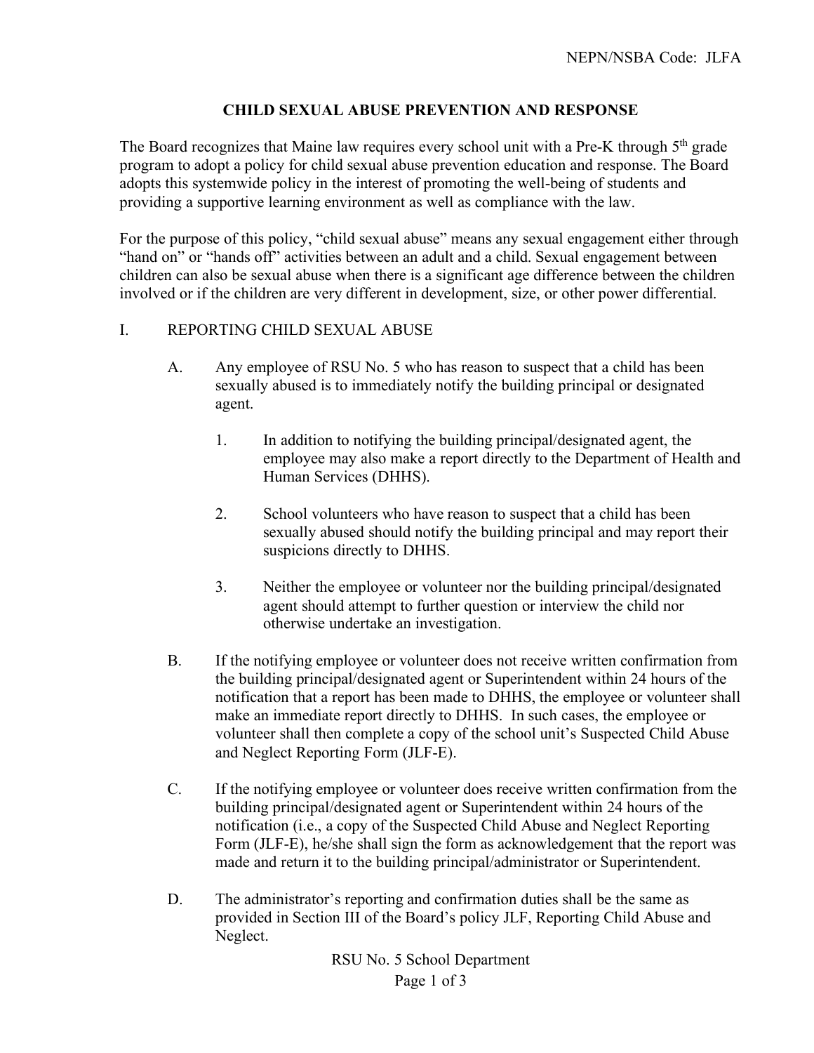NEPN/NSBA Code: JLFA

# CHILD SEXUAL ABUSE PREVENTION AND RESPONSE

The Board recognizes that Maine law requires every school unit with a Pre-K through 5th grade program to adopt a policy for child sexual abuse prevention education and response. The Board adopts this systemwide policy in the interest of promoting the well-being of students and providing a supportive learning environment as well as compliance with the law.

For the purpose of this policy, "child sexual abuse" means any sexual engagement either through "hand on" or "hands off" activities between an adult and a child. Sexual engagement between children can also be sexual abuse when there is a significant age difference between the children involved or if the children are very different in development, size, or other power differential.

## I. REPORTING CHILD SEXUAL ABUSE

A. Any employee of RSU No. 5 who has reason to suspect that a child has been sexually abused is to immediately notify the building principal or designated agent.

   1. In addition to notifying the building principal/designated agent, the employee may also make a report directly to the Department of Health and Human Services (DHHS).

   2. School volunteers who have reason to suspect that a child has been sexually abused should notify the building principal and may report their suspicions directly to DHHS.

   3. Neither the employee or volunteer nor the building principal/designated agent should attempt to further question or interview the child nor otherwise undertake an investigation.

B. If the notifying employee or volunteer does not receive written confirmation from the building principal/designated agent or Superintendent within 24 hours of the notification that a report has been made to DHHS, the employee or volunteer shall make an immediate report directly to DHHS. In such cases, the employee or volunteer shall then complete a copy of the school unit's Suspected Child Abuse and Neglect Reporting Form (JLF-E).

C. If the notifying employee or volunteer does receive written confirmation from the building principal/designated agent or Superintendent within 24 hours of the notification (i.e., a copy of the Suspected Child Abuse and Neglect Reporting Form (JLF-E), he/she shall sign the form as acknowledgement that the report was made and return it to the building principal/administrator or Superintendent.

D. The administrator's reporting and confirmation duties shall be the same as provided in Section III of the Board's policy JLF, Reporting Child Abuse and Neglect.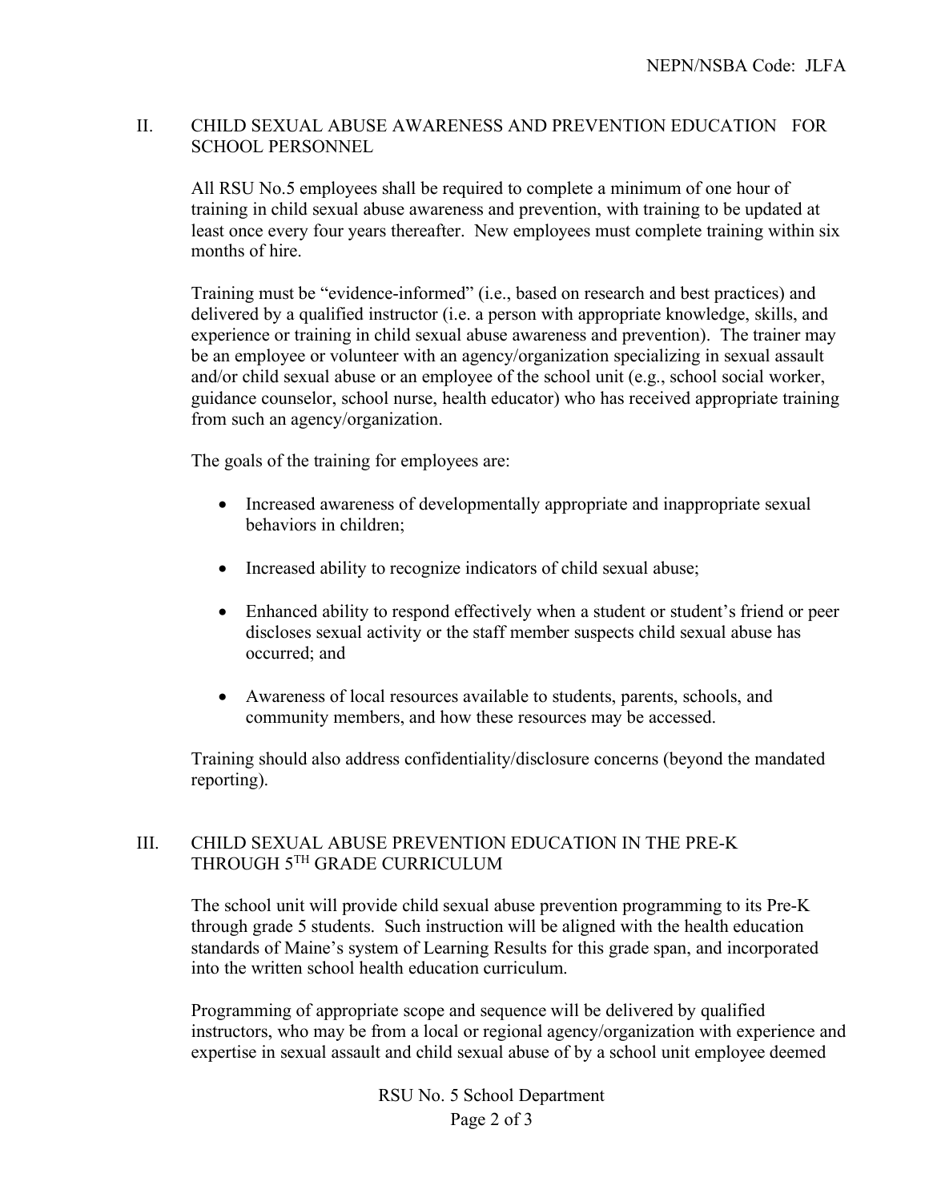## II. CHILD SEXUAL ABUSE AWARENESS AND PREVENTION EDUCATION FOR SCHOOL PERSONNEL

All RSU No.5 employees shall be required to complete a minimum of one hour of training in child sexual abuse awareness and prevention, with training to be updated at least once every four years thereafter. New employees must complete training within six months of hire.

Training must be "evidence-informed" (i.e., based on research and best practices) and delivered by a qualified instructor (i.e. a person with appropriate knowledge, skills, and experience or training in child sexual abuse awareness and prevention). The trainer may be an employee or volunteer with an agency/organization specializing in sexual assault and/or child sexual abuse or an employee of the school unit (e.g., school social worker, guidance counselor, school nurse, health educator) who has received appropriate training from such an agency/organization.

The goals of the training for employees are:

- Increased awareness of developmentally appropriate and inappropriate sexual behaviors in children;
- Increased ability to recognize indicators of child sexual abuse;
- Enhanced ability to respond effectively when a student or student's friend or peer discloses sexual activity or the staff member suspects child sexual abuse has occurred; and
- Awareness of local resources available to students, parents, schools, and community members, and how these resources may be accessed.

Training should also address confidentiality/disclosure concerns (beyond the mandated reporting).

## III. CHILD SEXUAL ABUSE PREVENTION EDUCATION IN THE PRE-K THROUGH 5TH GRADE CURRICULUM

The school unit will provide child sexual abuse prevention programming to its Pre-K through grade 5 students. Such instruction will be aligned with the health education standards of Maine's system of Learning Results for this grade span, and incorporated into the written school health education curriculum.

Programming of appropriate scope and sequence will be delivered by qualified instructors, who may be from a local or regional agency/organization with experience and expertise in sexual assault and child sexual abuse of by a school unit employee deemed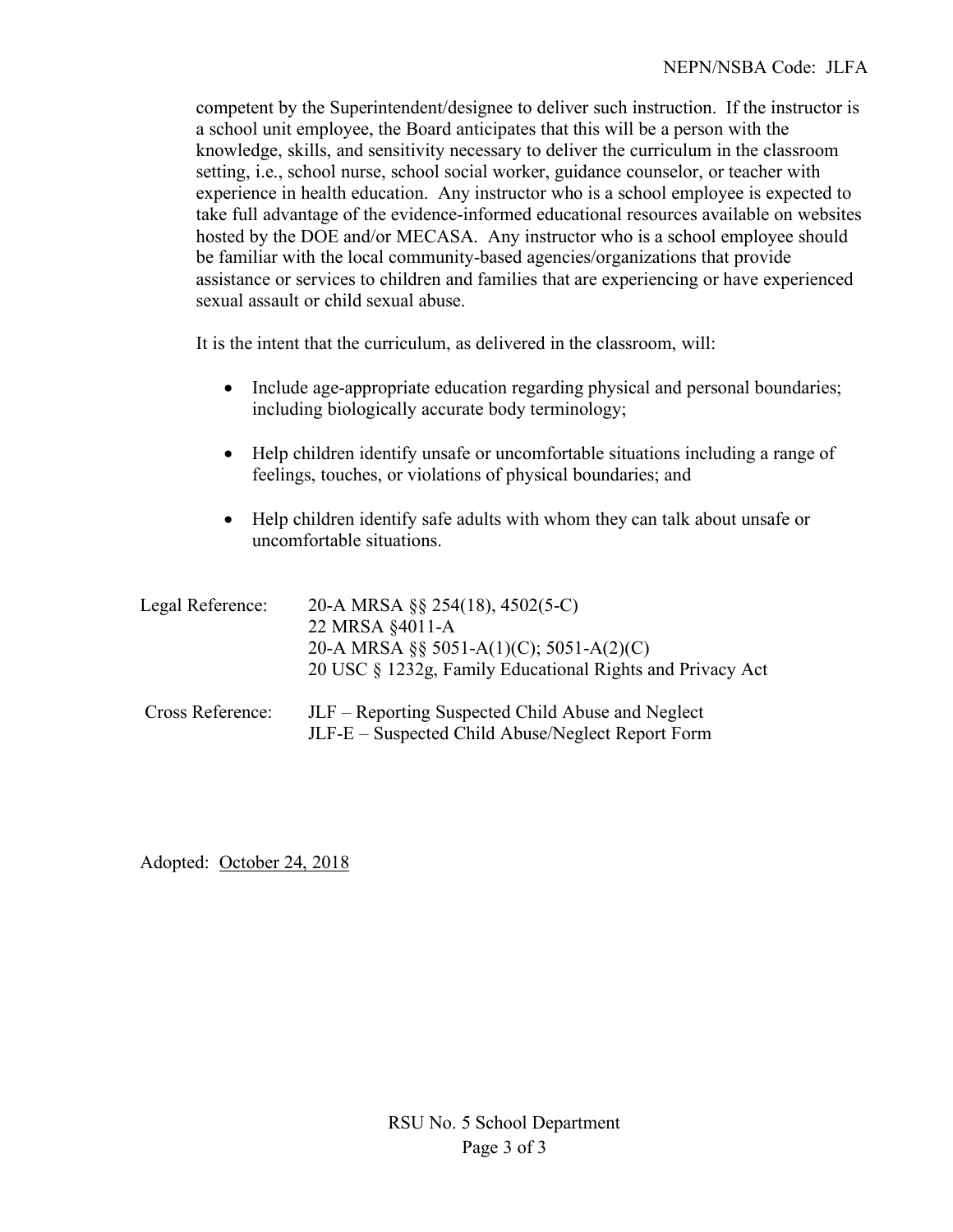competent by the Superintendent/designee to deliver such instruction. If the instructor is a school unit employee, the Board anticipates that this will be a person with the knowledge, skills, and sensitivity necessary to deliver the curriculum in the classroom setting, i.e., school nurse, school social worker, guidance counselor, or teacher with experience in health education. Any instructor who is a school employee is expected to take full advantage of the evidence-informed educational resources available on websites hosted by the DOE and/or MECASA. Any instructor who is a school employee should be familiar with the local community-based agencies/organizations that provide assistance or services to children and families that are experiencing or have experienced sexual assault or child sexual abuse.

It is the intent that the curriculum, as delivered in the classroom, will:

- Include age-appropriate education regarding physical and personal boundaries; including biologically accurate body terminology;
- Help children identify unsafe or uncomfortable situations including a range of feelings, touches, or violations of physical boundaries; and
- Help children identify safe adults with whom they can talk about unsafe or uncomfortable situations.

| | |
|---|---|
| Legal Reference: | 20-A MRSA §§ 254(18), 4502(5-C)<br>22 MRSA §4011-A<br>20-A MRSA §§ 5051-A(1)(C); 5051-A(2)(C)<br>20 USC § 1232g, Family Educational Rights and Privacy Act |
| Cross Reference: | JLF – Reporting Suspected Child Abuse and Neglect<br>JLF-E – Suspected Child Abuse/Neglect Report Form |

Adopted: October 24, 2018